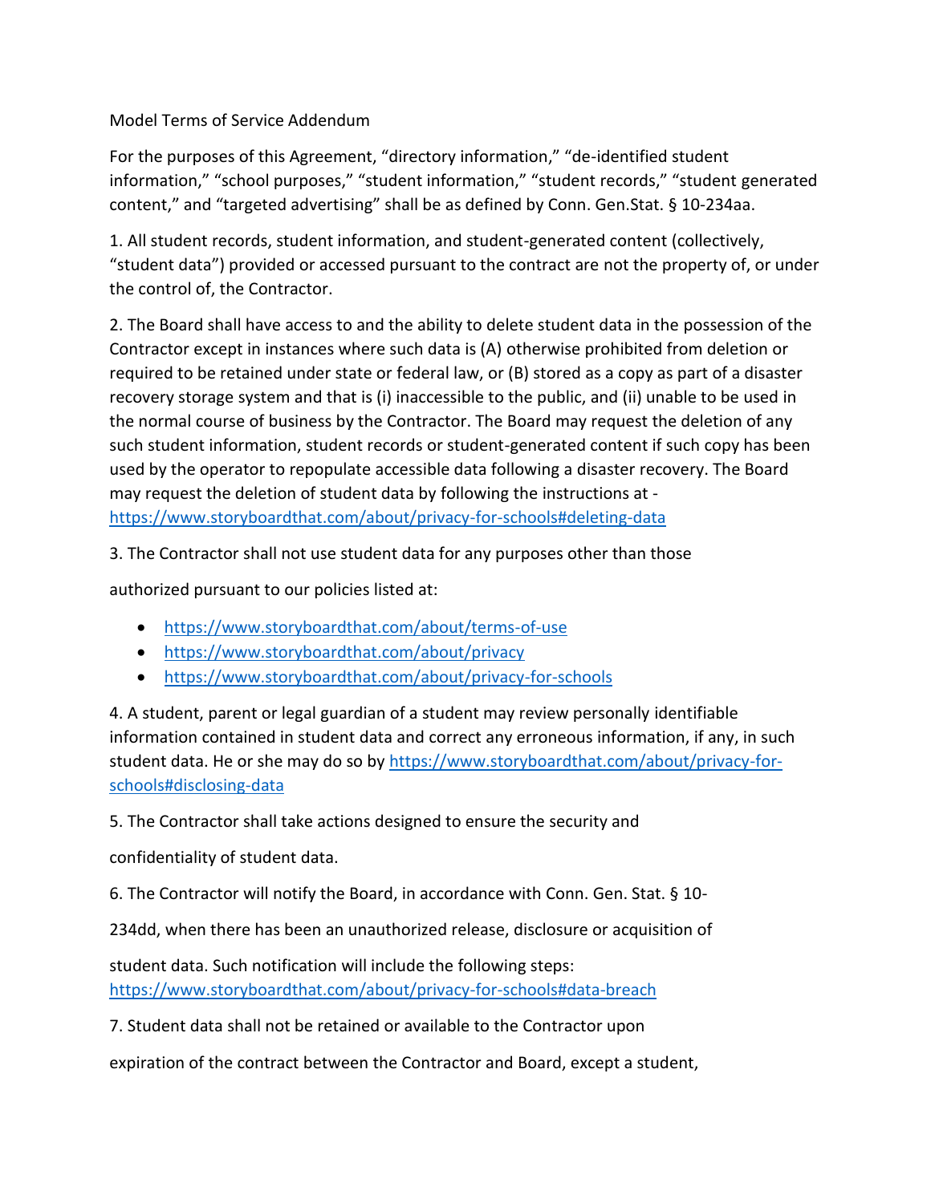Model Terms of Service Addendum

For the purposes of this Agreement, "directory information," "de-identified student information," "school purposes," "student information," "student records," "student generated content," and "targeted advertising" shall be as defined by Conn. Gen.Stat. § 10-234aa.

1. All student records, student information, and student-generated content (collectively, "student data") provided or accessed pursuant to the contract are not the property of, or under the control of, the Contractor.

2. The Board shall have access to and the ability to delete student data in the possession of the Contractor except in instances where such data is (A) otherwise prohibited from deletion or required to be retained under state or federal law, or (B) stored as a copy as part of a disaster recovery storage system and that is (i) inaccessible to the public, and (ii) unable to be used in the normal course of business by the Contractor. The Board may request the deletion of any such student information, student records or student-generated content if such copy has been used by the operator to repopulate accessible data following a disaster recovery. The Board may request the deletion of student data by following the instructions at - https://www.storyboardthat.com/about/privacy-for-schools#deleting-data

3. The Contractor shall not use student data for any purposes other than those

authorized pursuant to our policies listed at:

- https://www.storyboardthat.com/about/terms-of-use
- https://www.storyboardthat.com/about/privacy
- https://www.storyboardthat.com/about/privacy-for-schools

4. A student, parent or legal guardian of a student may review personally identifiable information contained in student data and correct any erroneous information, if any, in such student data. He or she may do so by https://www.storyboardthat.com/about/privacy-for-schools#disclosing-data

5. The Contractor shall take actions designed to ensure the security and

confidentiality of student data.

6. The Contractor will notify the Board, in accordance with Conn. Gen. Stat. § 10-

234dd, when there has been an unauthorized release, disclosure or acquisition of

student data. Such notification will include the following steps: https://www.storyboardthat.com/about/privacy-for-schools#data-breach

7. Student data shall not be retained or available to the Contractor upon

expiration of the contract between the Contractor and Board, except a student,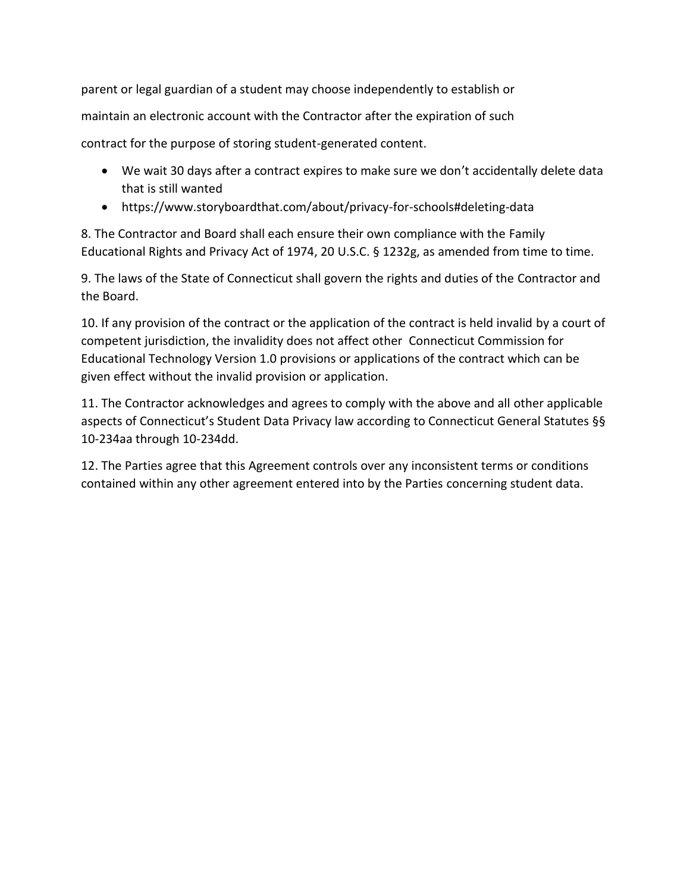parent or legal guardian of a student may choose independently to establish or

maintain an electronic account with the Contractor after the expiration of such

contract for the purpose of storing student-generated content.

- We wait 30 days after a contract expires to make sure we don't accidentally delete data that is still wanted
- https://www.storyboardthat.com/about/privacy-for-schools#deleting-data

8. The Contractor and Board shall each ensure their own compliance with the Family Educational Rights and Privacy Act of 1974, 20 U.S.C. § 1232g, as amended from time to time.

9. The laws of the State of Connecticut shall govern the rights and duties of the Contractor and the Board.

10. If any provision of the contract or the application of the contract is held invalid by a court of competent jurisdiction, the invalidity does not affect other Connecticut Commission for Educational Technology Version 1.0 provisions or applications of the contract which can be given effect without the invalid provision or application.

11. The Contractor acknowledges and agrees to comply with the above and all other applicable aspects of Connecticut's Student Data Privacy law according to Connecticut General Statutes §§ 10-234aa through 10-234dd.

12. The Parties agree that this Agreement controls over any inconsistent terms or conditions contained within any other agreement entered into by the Parties concerning student data.